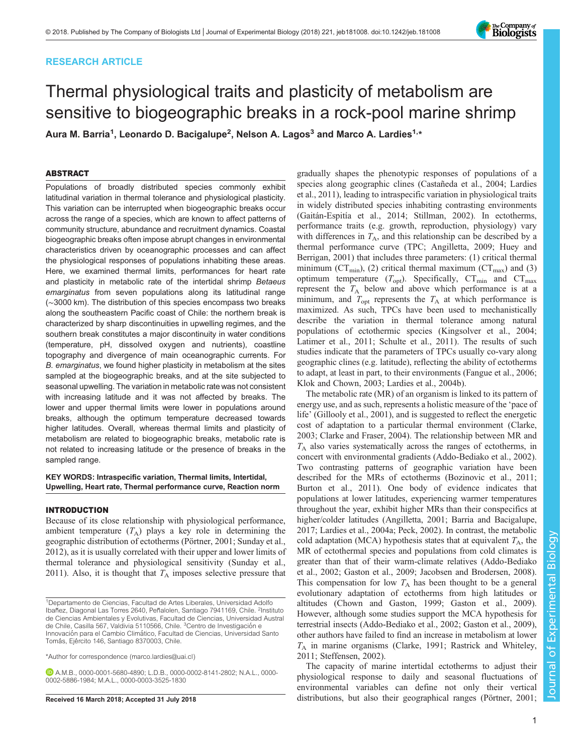RESEARCH ARTICLE

# Thermal physiological traits and plasticity of metabolism are sensitive to biogeographic breaks in a rock-pool marine shrimp

**Aura M. Barria[1], Leonardo D. Bacigalupe[2], Nelson A. Lagos[3] and Marco A. Lardies[1,*]**

## ABSTRACT

Populations of broadly distributed species commonly exhibit latitudinal variation in thermal tolerance and physiological plasticity. This variation can be interrupted when biogeographic breaks occur across the range of a species, which are known to affect patterns of community structure, abundance and recruitment dynamics. Coastal biogeographic breaks often impose abrupt changes in environmental characteristics driven by oceanographic processes and can affect the physiological responses of populations inhabiting these areas. Here, we examined thermal limits, performances for heart rate and plasticity in metabolic rate of the intertidal shrimp *Betaeus emarginatus* from seven populations along its latitudinal range (~3000 km). The distribution of this species encompass two breaks along the southeastern Pacific coast of Chile: the northern break is characterized by sharp discontinuities in upwelling regimes, and the southern break constitutes a major discontinuity in water conditions (temperature, pH, dissolved oxygen and nutrients), coastline topography and divergence of main oceanographic currents. For *B. emarginatus*, we found higher plasticity in metabolism at the sites sampled at the biogeographic breaks, and at the site subjected to seasonal upwelling. The variation in metabolic rate was not consistent with increasing latitude and it was not affected by breaks. The lower and upper thermal limits were lower in populations around breaks, although the optimum temperature decreased towards higher latitudes. Overall, whereas thermal limits and plasticity of metabolism are related to biogeographic breaks, metabolic rate is not related to increasing latitude or the presence of breaks in the sampled range.

**KEY WORDS: Intraspecific variation, Thermal limits, Intertidal, Upwelling, Heart rate, Thermal performance curve, Reaction norm**

## INTRODUCTION

Because of its close relationship with physiological performance, ambient temperature ($T_A$) plays a key role in determining the geographic distribution of ectotherms (Pörtner, 2001; Sunday et al., 2012), as it is usually correlated with their upper and lower limits of thermal tolerance and physiological sensitivity (Sunday et al., 2011). Also, it is thought that $T_A$ imposes selective pressure that gradually shapes the phenotypic responses of populations of a species along geographic clines (Castañeda et al., 2004; Lardies et al., 2011), leading to intraspecific variation in physiological traits in widely distributed species inhabiting contrasting environments (Gaitán-Espitía et al., 2014; Stillman, 2002). In ectotherms, performance traits (e.g. growth, reproduction, physiology) vary with differences in $T_A$, and this relationship can be described by a thermal performance curve (TPC; Angilletta, 2009; Huey and Berrigan, 2001) that includes three parameters: (1) critical thermal minimum ($CT_{min}$), (2) critical thermal maximum ($CT_{max}$) and (3) optimum temperature ($T_{opt}$). Specifically, $CT_{min}$ and $CT_{max}$ represent the $T_A$ below and above which performance is at a minimum, and $T_{opt}$ represents the $T_A$ at which performance is maximized. As such, TPCs have been used to mechanistically describe the variation in thermal tolerance among natural populations of ectothermic species (Kingsolver et al., 2004; Latimer et al., 2011; Schulte et al., 2011). The results of such studies indicate that the parameters of TPCs usually co-vary along geographic clines (e.g. latitude), reflecting the ability of ectotherms to adapt, at least in part, to their environments (Fangue et al., 2006; Klok and Chown, 2003; Lardies et al., 2004b).

The metabolic rate (MR) of an organism is linked to its pattern of energy use, and as such, represents a holistic measure of the 'pace of life' (Gillooly et al., 2001), and is suggested to reflect the energetic cost of adaptation to a particular thermal environment (Clarke, 2003; Clarke and Fraser, 2004). The relationship between MR and $T_A$ also varies systematically across the ranges of ectotherms, in concert with environmental gradients (Addo-Bediako et al., 2002). Two contrasting patterns of geographic variation have been described for the MRs of ectotherms (Bozinovic et al., 2011; Burton et al., 2011). One body of evidence indicates that populations at lower latitudes, experiencing warmer temperatures throughout the year, exhibit higher MRs than their conspecifics at higher/colder latitudes (Angilletta, 2001; Barria and Bacigalupe, 2017; Lardies et al., 2004a; Peck, 2002). In contrast, the metabolic cold adaptation (MCA) hypothesis states that at equivalent $T_A$, the MR of ectothermal species and populations from cold climates is greater than that of their warm-climate relatives (Addo-Bediako et al., 2002; Gaston et al., 2009; Jacobsen and Brodersen, 2008). This compensation for low $T_A$ has been thought to be a general evolutionary adaptation of ectotherms from high latitudes or altitudes (Chown and Gaston, 1999; Gaston et al., 2009). However, although some studies support the MCA hypothesis for terrestrial insects (Addo-Bediako et al., 2002; Gaston et al., 2009), other authors have failed to find an increase in metabolism at lower $T_A$ in marine organisms (Clarke, 1991; Rastrick and Whiteley, 2011; Steffensen, 2002).

The capacity of marine intertidal ectotherms to adjust their physiological response to daily and seasonal fluctuations of environmental variables can define not only their vertical distributions, but also their geographical ranges (Pörtner, 2001;

[1]Departamento de Ciencias, Facultad de Artes Liberales, Universidad Adolfo Ibañez, Diagonal Las Torres 2640, Peñalolen, Santiago 7941169, Chile. [2]Instituto de Ciencias Ambientales y Evolutivas, Facultad de Ciencias, Universidad Austral de Chile, Casilla 567, Valdivia 5110566, Chile. [3]Centro de Investigación e Innovación para el Cambio Climático, Facultad de Ciencias, Universidad Santo Tomás, Ejército 146, Santiago 8370003, Chile.

*Author for correspondence (marco.lardies@uai.cl)

A.M.B., 0000-0001-5680-4890; L.D.B., 0000-0002-8141-2802; N.A.L., 0000-0002-5886-1984; M.A.L., 0000-0003-3525-1830

**Received 16 March 2018; Accepted 31 July 2018**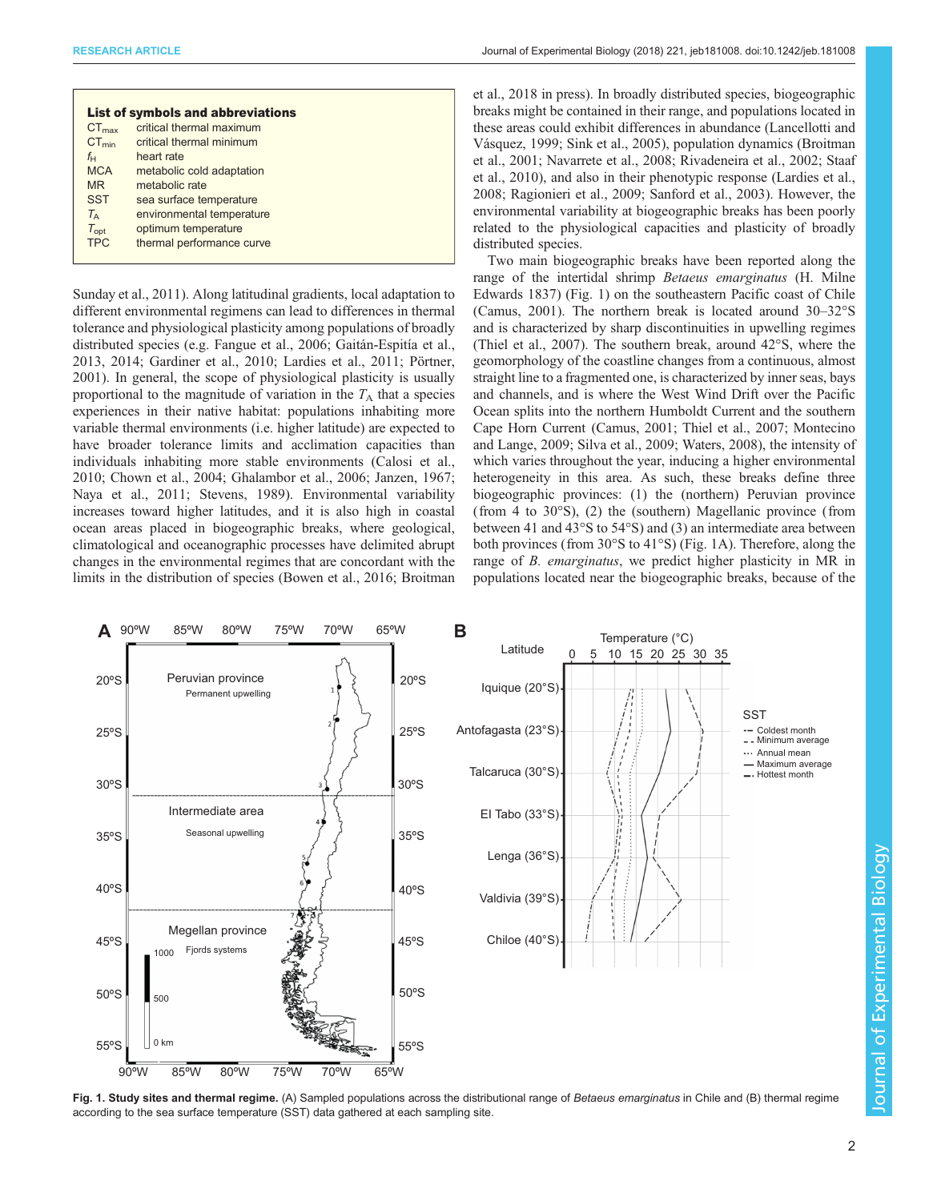**List of symbols and abbreviations**

| | |
|---|---|
| $CT_{max}$ | critical thermal maximum |
| $CT_{min}$ | critical thermal minimum |
| $f_H$ | heart rate |
| MCA | metabolic cold adaptation |
| MR | metabolic rate |
| SST | sea surface temperature |
| $T_A$ | environmental temperature |
| $T_{opt}$ | optimum temperature |
| TPC | thermal performance curve |

Sunday et al., 2011). Along latitudinal gradients, local adaptation to different environmental regimens can lead to differences in thermal tolerance and physiological plasticity among populations of broadly distributed species (e.g. Fangue et al., 2006; Gaitán-Espitía et al., 2013, 2014; Gardiner et al., 2010; Lardies et al., 2011; Pörtner, 2001). In general, the scope of physiological plasticity is usually proportional to the magnitude of variation in the $T_A$ that a species experiences in their native habitat: populations inhabiting more variable thermal environments (i.e. higher latitude) are expected to have broader tolerance limits and acclimation capacities than individuals inhabiting more stable environments (Calosi et al., 2010; Chown et al., 2004; Ghalambor et al., 2006; Janzen, 1967; Naya et al., 2011; Stevens, 1989). Environmental variability increases toward higher latitudes, and it is also high in coastal ocean areas placed in biogeographic breaks, where geological, climatological and oceanographic processes have delimited abrupt changes in the environmental regimes that are concordant with the limits in the distribution of species (Bowen et al., 2016; Broitman et al., 2018 in press). In broadly distributed species, biogeographic breaks might be contained in their range, and populations located in these areas could exhibit differences in abundance (Lancellotti and Vásquez, 1999; Sink et al., 2005), population dynamics (Broitman et al., 2001; Navarrete et al., 2008; Rivadeneira et al., 2002; Staaf et al., 2010), and also in their phenotypic response (Lardies et al., 2008; Ragionieri et al., 2009; Sanford et al., 2003). However, the environmental variability at biogeographic breaks has been poorly related to the physiological capacities and plasticity of broadly distributed species.

Two main biogeographic breaks have been reported along the range of the intertidal shrimp *Betaeus emarginatus* (H. Milne Edwards 1837) (Fig. 1) on the southeastern Pacific coast of Chile (Camus, 2001). The northern break is located around 30–32°S and is characterized by sharp discontinuities in upwelling regimes (Thiel et al., 2007). The southern break, around 42°S, where the geomorphology of the coastline changes from a continuous, almost straight line to a fragmented one, is characterized by inner seas, bays and channels, and is where the West Wind Drift over the Pacific Ocean splits into the northern Humboldt Current and the southern Cape Horn Current (Camus, 2001; Thiel et al., 2007; Montecino and Lange, 2009; Silva et al., 2009; Waters, 2008), the intensity of which varies throughout the year, inducing a higher environmental heterogeneity in this area. As such, these breaks define three biogeographic provinces: (1) the (northern) Peruvian province (from 4 to 30°S), (2) the (southern) Magellanic province (from between 41 and 43°S to 54°S) and (3) an intermediate area between both provinces (from 30°S to 41°S) (Fig. 1A). Therefore, along the range of *B. emarginatus*, we predict higher plasticity in MR in populations located near the biogeographic breaks, because of the

**Fig. 1. Study sites and thermal regime.** (A) Sampled populations across the distributional range of *Betaeus emarginatus* in Chile and (B) thermal regime according to the sea surface temperature (SST) data gathered at each sampling site.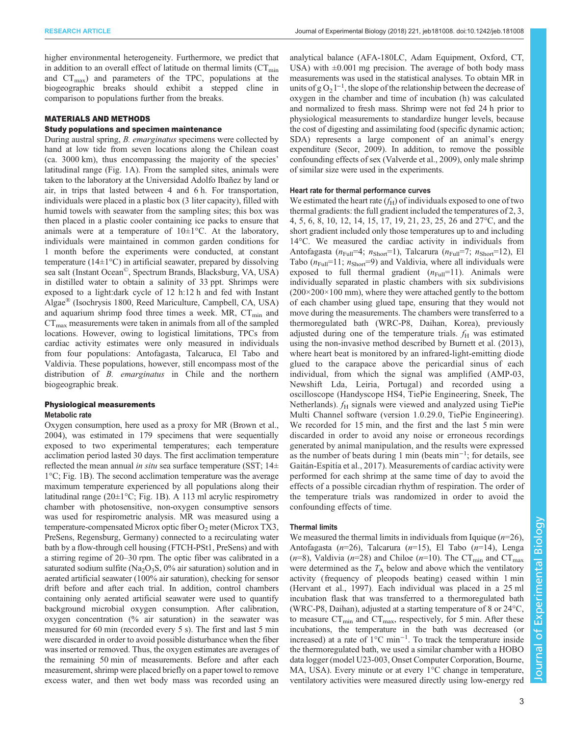higher environmental heterogeneity. Furthermore, we predict that in addition to an overall effect of latitude on thermal limits ($CT_{min}$ and $CT_{max}$) and parameters of the TPC, populations at the biogeographic breaks should exhibit a stepped cline in comparison to populations further from the breaks.

## MATERIALS AND METHODS

### Study populations and specimen maintenance

During austral spring, *B. emarginatus* specimens were collected by hand at low tide from seven locations along the Chilean coast (ca. 3000 km), thus encompassing the majority of the species' latitudinal range (Fig. 1A). From the sampled sites, animals were taken to the laboratory at the Universidad Adolfo Ibañez by land or air, in trips that lasted between 4 and 6 h. For transportation, individuals were placed in a plastic box (3 liter capacity), filled with humid towels with seawater from the sampling sites; this box was then placed in a plastic cooler containing ice packs to ensure that animals were at a temperature of 10±1°C. At the laboratory, individuals were maintained in common garden conditions for 1 month before the experiments were conducted, at constant temperature (14±1°C) in artificial seawater, prepared by dissolving sea salt (Instant Ocean©, Spectrum Brands, Blacksburg, VA, USA) in distilled water to obtain a salinity of 33 ppt. Shrimps were exposed to a light:dark cycle of 12 h:12 h and fed with Instant Algae® (Isochrysis 1800, Reed Mariculture, Campbell, CA, USA) and aquarium shrimp food three times a week. MR, $CT_{min}$ and $CT_{max}$ measurements were taken in animals from all of the sampled locations. However, owing to logistical limitations, TPCs from cardiac activity estimates were only measured in individuals from four populations: Antofagasta, Talcaruca, El Tabo and Valdivia. These populations, however, still encompass most of the distribution of *B. emarginatus* in Chile and the northern biogeographic break.

### Physiological measurements

#### Metabolic rate

Oxygen consumption, here used as a proxy for MR (Brown et al., 2004), was estimated in 179 specimens that were sequentially exposed to two experimental temperatures; each temperature acclimation period lasted 30 days. The first acclimation temperature reflected the mean annual *in situ* sea surface temperature (SST; 14±1°C; Fig. 1B). The second acclimation temperature was the average maximum temperature experienced by all populations along their latitudinal range (20±1°C; Fig. 1B). A 113 ml acrylic respirometry chamber with photosensitive, non-oxygen consumptive sensors was used for respirometric analysis. MR was measured using a temperature-compensated Microx optic fiber $O_2$ meter (Microx TX3, PreSens, Regensburg, Germany) connected to a recirculating water bath by a flow-through cell housing (FTCH-PSt1, PreSens) and with a stirring regime of 20–30 rpm. The optic fiber was calibrated in a saturated sodium sulfite ($Na_2O_3S$, 0% air saturation) solution and in aerated artificial seawater (100% air saturation), checking for sensor drift before and after each trial. In addition, control chambers containing only aerated artificial seawater were used to quantify background microbial oxygen consumption. After calibration, oxygen concentration (% air saturation) in the seawater was measured for 60 min (recorded every 5 s). The first and last 5 min were discarded in order to avoid possible disturbance when the fiber was inserted or removed. Thus, the oxygen estimates are averages of the remaining 50 min of measurements. Before and after each measurement, shrimp were placed briefly on a paper towel to remove excess water, and then wet body mass was recorded using an analytical balance (AFA-180LC, Adam Equipment, Oxford, CT, USA) with ±0.001 mg precision. The average of both body mass measurements was used in the statistical analyses. To obtain MR in units of g $O_2$ $l^{-1}$, the slope of the relationship between the decrease of oxygen in the chamber and time of incubation (h) was calculated and normalized to fresh mass. Shrimp were not fed 24 h prior to physiological measurements to standardize hunger levels, because the cost of digesting and assimilating food (specific dynamic action; SDA) represents a large component of an animal's energy expenditure (Secor, 2009). In addition, to remove the possible confounding effects of sex (Valverde et al., 2009), only male shrimp of similar size were used in the experiments.

#### Heart rate for thermal performance curves

We estimated the heart rate ($f_H$) of individuals exposed to one of two thermal gradients: the full gradient included the temperatures of 2, 3, 4, 5, 6, 8, 10, 12, 14, 15, 17, 19, 21, 23, 25, 26 and 27°C, and the short gradient included only those temperatures up to and including 14°C. We measured the cardiac activity in individuals from Antofagasta ($n_{Full}$=4; $n_{Short}$=1), Talcarura ($n_{Full}$=7; $n_{Short}$=12), El Tabo ($n_{Full}$=11; $n_{Short}$=9) and Valdivia, where all individuals were exposed to full thermal gradient ($n_{Full}$=11). Animals were individually separated in plastic chambers with six subdivisions (200×200×100 mm), where they were attached gently to the bottom of each chamber using glued tape, ensuring that they would not move during the measurements. The chambers were transferred to a thermoregulated bath (WRC-P8, Daihan, Korea), previously adjusted during one of the temperature trials. $f_H$ was estimated using the non-invasive method described by Burnett et al. (2013), where heart beat is monitored by an infrared-light-emitting diode glued to the carapace above the pericardial sinus of each individual, from which the signal was amplified (AMP-03, Newshift Lda, Leiria, Portugal) and recorded using a oscilloscope (Handyscope HS4, TiePie Engineering, Sneek, The Netherlands). $f_H$ signals were viewed and analyzed using TiePie Multi Channel software (version 1.0.29.0, TiePie Engineering). We recorded for 15 min, and the first and the last 5 min were discarded in order to avoid any noise or erroneous recordings generated by animal manipulation, and the results were expressed as the number of beats during 1 min (beats $min^{-1}$; for details, see Gaitán-Espitía et al., 2017). Measurements of cardiac activity were performed for each shrimp at the same time of day to avoid the effects of a possible circadian rhythm of respiration. The order of the temperature trials was randomized in order to avoid the confounding effects of time.

#### Thermal limits

We measured the thermal limits in individuals from Iquique ($n$=26), Antofagasta ($n$=26), Talcarura ($n$=15), El Tabo ($n$=14), Lenga ($n$=8), Valdivia ($n$=28) and Chiloe ($n$=10). The $CT_{min}$ and $CT_{max}$ were determined as the $T_A$ below and above which the ventilatory activity (frequency of pleopods beating) ceased within 1 min (Hervant et al., 1997). Each individual was placed in a 25 ml incubation flask that was transferred to a thermoregulated bath (WRC-P8, Daihan), adjusted at a starting temperature of 8 or 24°C, to measure $CT_{min}$ and $CT_{max}$, respectively, for 5 min. After these incubations, the temperature in the bath was decreased (or increased) at a rate of 1°C $min^{-1}$. To track the temperature inside the thermoregulated bath, we used a similar chamber with a HOBO data logger (model U23-003, Onset Computer Corporation, Bourne, MA, USA). Every minute or at every 1°C change in temperature, ventilatory activities were measured directly using low-energy red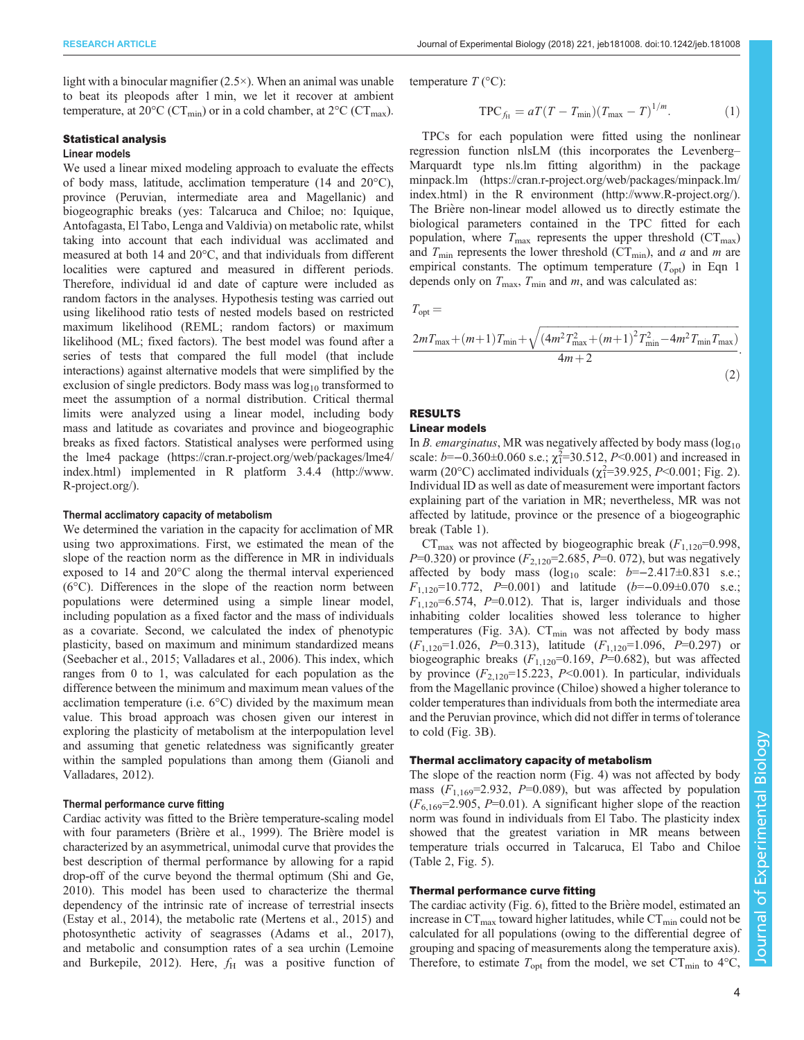light with a binocular magnifier (2.5×). When an animal was unable to beat its pleopods after 1 min, we let it recover at ambient temperature, at 20°C ($CT_{min}$) or in a cold chamber, at 2°C ($CT_{max}$).

## Statistical analysis

### Linear models

We used a linear mixed modeling approach to evaluate the effects of body mass, latitude, acclimation temperature (14 and 20°C), province (Peruvian, intermediate area and Magellanic) and biogeographic breaks (yes: Talcaruca and Chiloe; no: Iquique, Antofagasta, El Tabo, Lenga and Valdivia) on metabolic rate, whilst taking into account that each individual was acclimated and measured at both 14 and 20°C, and that individuals from different localities were captured and measured in different periods. Therefore, individual id and date of capture were included as random factors in the analyses. Hypothesis testing was carried out using likelihood ratio tests of nested models based on restricted maximum likelihood (REML; random factors) or maximum likelihood (ML; fixed factors). The best model was found after a series of tests that compared the full model (that include interactions) against alternative models that were simplified by the exclusion of single predictors. Body mass was $\log_{10}$ transformed to meet the assumption of a normal distribution. Critical thermal limits were analyzed using a linear model, including body mass and latitude as covariates and province and biogeographic breaks as fixed factors. Statistical analyses were performed using the lme4 package (https://cran.r-project.org/web/packages/lme4/index.html) implemented in R platform 3.4.4 (http://www.R-project.org/).

### Thermal acclimatory capacity of metabolism

We determined the variation in the capacity for acclimation of MR using two approximations. First, we estimated the mean of the slope of the reaction norm as the difference in MR in individuals exposed to 14 and 20°C along the thermal interval experienced (6°C). Differences in the slope of the reaction norm between populations were determined using a simple linear model, including population as a fixed factor and the mass of individuals as a covariate. Second, we calculated the index of phenotypic plasticity, based on maximum and minimum standardized means (Seebacher et al., 2015; Valladares et al., 2006). This index, which ranges from 0 to 1, was calculated for each population as the difference between the minimum and maximum mean values of the acclimation temperature (i.e. 6°C) divided by the maximum mean value. This broad approach was chosen given our interest in exploring the plasticity of metabolism at the interpopulation level and assuming that genetic relatedness was significantly greater within the sampled populations than among them (Gianoli and Valladares, 2012).

### Thermal performance curve fitting

Cardiac activity was fitted to the Brière temperature-scaling model with four parameters (Brière et al., 1999). The Brière model is characterized by an asymmetrical, unimodal curve that provides the best description of thermal performance by allowing for a rapid drop-off of the curve beyond the thermal optimum (Shi and Ge, 2010). This model has been used to characterize the thermal dependency of the intrinsic rate of increase of terrestrial insects (Estay et al., 2014), the metabolic rate (Mertens et al., 2015) and photosynthetic activity of seagrasses (Adams et al., 2017), and metabolic and consumption rates of a sea urchin (Lemoine and Burkepile, 2012). Here, $f_H$ was a positive function of temperature $T$ (°C):

$$\mathrm{TPC}_{f_H} = aT(T - T_{min})(T_{max} - T)^{1/m}. \quad (1)$$

TPCs for each population were fitted using the nonlinear regression function nlsLM (this incorporates the Levenberg–Marquardt type nls.lm fitting algorithm) in the package minpack.lm (https://cran.r-project.org/web/packages/minpack.lm/index.html) in the R environment (http://www.R-project.org/). The Brière non-linear model allowed us to directly estimate the biological parameters contained in the TPC fitted for each population, where $T_{max}$ represents the upper threshold ($CT_{max}$) and $T_{min}$ represents the lower threshold ($CT_{min}$), and $a$ and $m$ are empirical constants. The optimum temperature ($T_{opt}$) in Eqn 1 depends only on $T_{max}$, $T_{min}$ and $m$, and was calculated as:

$$T_{opt} = \frac{2mT_{max} + (m+1)T_{min} + \sqrt{(4m^2T_{max}^2 + (m+1)^2T_{min}^2 - 4m^2T_{min}T_{max})}}{4m+2}. \quad (2)$$

## RESULTS

### Linear models

In *B. emarginatus*, MR was negatively affected by body mass ($\log_{10}$ scale: $b$=−0.360±0.060 s.e.; $\chi^2_1$=30.512, $P$<0.001) and increased in warm (20°C) acclimated individuals ($\chi^2_1$=39.925, $P$<0.001; Fig. 2). Individual ID as well as date of measurement were important factors explaining part of the variation in MR; nevertheless, MR was not affected by latitude, province or the presence of a biogeographic break (Table 1).

$CT_{max}$ was not affected by biogeographic break ($F_{1,120}$=0.998, $P$=0.320) or province ($F_{2,120}$=2.685, $P$=0. 072), but was negatively affected by body mass ($\log_{10}$ scale: $b$=−2.417±0.831 s.e.; $F_{1,120}$=10.772, $P$=0.001) and latitude ($b$=−0.09±0.070 s.e.; $F_{1,120}$=6.574, $P$=0.012). That is, larger individuals and those inhabiting colder localities showed less tolerance to higher temperatures (Fig. 3A). $CT_{min}$ was not affected by body mass ($F_{1,120}$=1.026, $P$=0.313), latitude ($F_{1,120}$=1.096, $P$=0.297) or biogeographic breaks ($F_{1,120}$=0.169, $P$=0.682), but was affected by province ($F_{2,120}$=15.223, $P$<0.001). In particular, individuals from the Magellanic province (Chiloe) showed a higher tolerance to colder temperatures than individuals from both the intermediate area and the Peruvian province, which did not differ in terms of tolerance to cold (Fig. 3B).

### Thermal acclimatory capacity of metabolism

The slope of the reaction norm (Fig. 4) was not affected by body mass ($F_{1,169}$=2.932, $P$=0.089), but was affected by population ($F_{6,169}$=2.905, $P$=0.01). A significant higher slope of the reaction norm was found in individuals from El Tabo. The plasticity index showed that the greatest variation in MR means between temperature trials occurred in Talcaruca, El Tabo and Chiloe (Table 2, Fig. 5).

### Thermal performance curve fitting

The cardiac activity (Fig. 6), fitted to the Brière model, estimated an increase in $CT_{max}$ toward higher latitudes, while $CT_{min}$ could not be calculated for all populations (owing to the differential degree of grouping and spacing of measurements along the temperature axis). Therefore, to estimate $T_{opt}$ from the model, we set $CT_{min}$ to 4°C,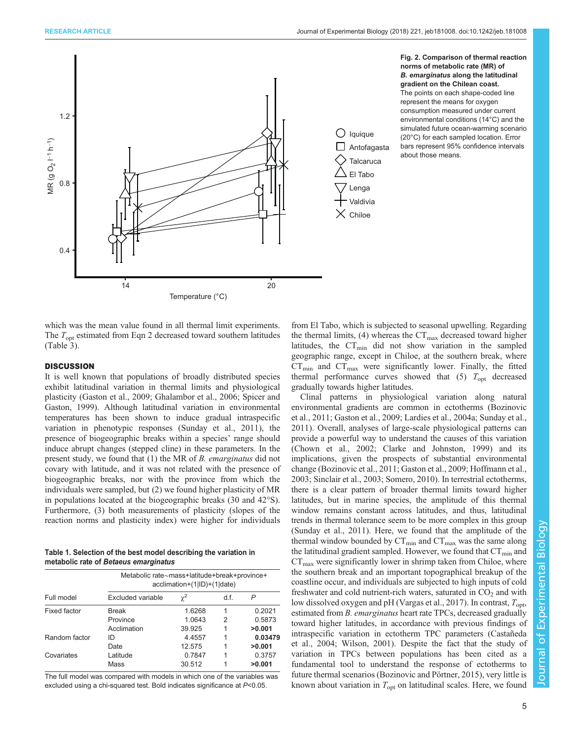Fig. 2. Comparison of thermal reaction norms of metabolic rate (MR) of *B. emarginatus* along the latitudinal gradient on the Chilean coast. The points on each shape-coded line represent the means for oxygen consumption measured under current environmental conditions (14°C) and the simulated future ocean-warming scenario (20°C) for each sampled location. Error bars represent 95% confidence intervals about those means.

which was the mean value found in all thermal limit experiments. The $T_{opt}$ estimated from Eqn 2 decreased toward southern latitudes (Table 3).

## DISCUSSION

It is well known that populations of broadly distributed species exhibit latitudinal variation in thermal limits and physiological plasticity (Gaston et al., 2009; Ghalambor et al., 2006; Spicer and Gaston, 1999). Although latitudinal variation in environmental temperatures has been shown to induce gradual intraspecific variation in phenotypic responses (Sunday et al., 2011), the presence of biogeographic breaks within a species' range should induce abrupt changes (stepped cline) in these parameters. In the present study, we found that (1) the MR of *B. emarginatus* did not covary with latitude, and it was not related with the presence of biogeographic breaks, nor with the province from which the individuals were sampled, but (2) we found higher plasticity of MR in populations located at the biogeographic breaks (30 and 42°S). Furthermore, (3) both measurements of plasticity (slopes of the reaction norms and plasticity index) were higher for individuals from El Tabo, which is subjected to seasonal upwelling. Regarding the thermal limits, (4) whereas the $CT_{max}$ decreased toward higher latitudes, the $CT_{min}$ did not show variation in the sampled geographic range, except in Chiloe, at the southern break, where $CT_{min}$ and $CT_{max}$ were significantly lower. Finally, the fitted thermal performance curves showed that (5) $T_{opt}$ decreased gradually towards higher latitudes.

Table 1. Selection of the best model describing the variation in metabolic rate of *Betaeus emarginatus*

| Full model | Metabolic rate~mass+latitude+break+province+acclimation+(1\|ID)+(1\|date) | | | |
|---|---|---|---|---|
| | Excluded variable | $\chi^2$ | d.f. | *P* |
| Fixed factor | Break | 1.6268 | 1 | 0.2021 |
| | Province | 1.0643 | 2 | 0.5873 |
| | Acclimation | 39.925 | 1 | **>0.001** |
| Random factor | ID | 4.4557 | 1 | **0.03479** |
| | Date | 12.575 | 1 | **>0.001** |
| Covariates | Latitude | 0.7847 | 1 | 0.3757 |
| | Mass | 30.512 | 1 | **>0.001** |

The full model was compared with models in which one of the variables was excluded using a chi-squared test. Bold indicates significance at *P*<0.05.

Clinal patterns in physiological variation along natural environmental gradients are common in ectotherms (Bozinovic et al., 2011; Gaston et al., 2009; Lardies et al., 2004a; Sunday et al., 2011). Overall, analyses of large-scale physiological patterns can provide a powerful way to understand the causes of this variation (Chown et al., 2002; Clarke and Johnston, 1999) and its implications, given the prospects of substantial environmental change (Bozinovic et al., 2011; Gaston et al., 2009; Hoffmann et al., 2003; Sinclair et al., 2003; Somero, 2010). In terrestrial ectotherms, there is a clear pattern of broader thermal limits toward higher latitudes, but in marine species, the amplitude of this thermal window remains constant across latitudes, and thus, latitudinal trends in thermal tolerance seem to be more complex in this group (Sunday et al., 2011). Here, we found that the amplitude of the thermal window bounded by $CT_{min}$ and $CT_{max}$ was the same along the latitudinal gradient sampled. However, we found that $CT_{min}$ and $CT_{max}$ were significantly lower in shrimp taken from Chiloe, where the southern break and an important topographical breakup of the coastline occur, and individuals are subjected to high inputs of cold freshwater and cold nutrient-rich waters, saturated in $CO_2$ and with low dissolved oxygen and pH (Vargas et al., 2017). In contrast, $T_{opt}$, estimated from *B. emarginatus* heart rate TPCs, decreased gradually toward higher latitudes, in accordance with previous findings of intraspecific variation in ectotherm TPC parameters (Castañeda et al., 2004; Wilson, 2001). Despite the fact that the study of variation in TPCs between populations has been cited as a fundamental tool to understand the response of ectotherms to future thermal scenarios (Bozinovic and Pörtner, 2015), very little is known about variation in $T_{opt}$ on latitudinal scales. Here, we found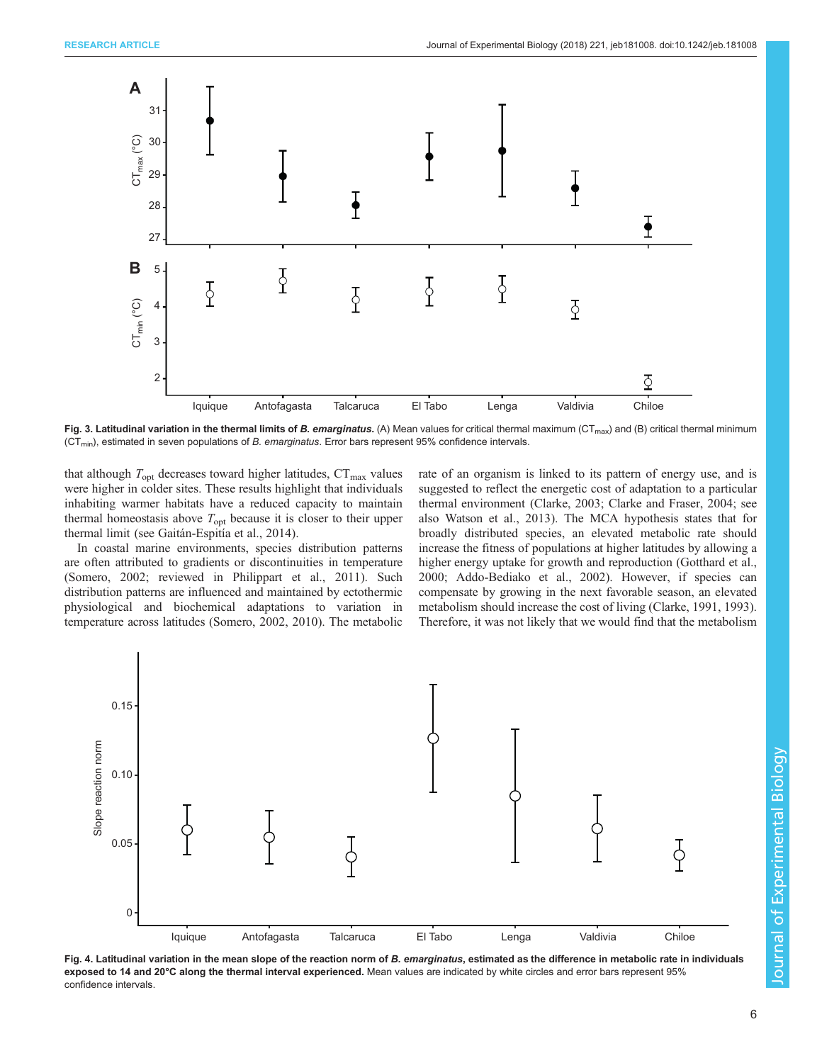Fig. 3. Latitudinal variation in the thermal limits of *B. emarginatus*. (A) Mean values for critical thermal maximum ($CT_{max}$) and (B) critical thermal minimum ($CT_{min}$), estimated in seven populations of *B. emarginatus*. Error bars represent 95% confidence intervals.

that although $T_{opt}$ decreases toward higher latitudes, $CT_{max}$ values were higher in colder sites. These results highlight that individuals inhabiting warmer habitats have a reduced capacity to maintain thermal homeostasis above $T_{opt}$ because it is closer to their upper thermal limit (see Gaitán-Espitia et al., 2014).

In coastal marine environments, species distribution patterns are often attributed to gradients or discontinuities in temperature (Somero, 2002; reviewed in Philippart et al., 2011). Such distribution patterns are influenced and maintained by ectothermic physiological and biochemical adaptations to variation in temperature across latitudes (Somero, 2002, 2010). The metabolic rate of an organism is linked to its pattern of energy use, and is suggested to reflect the energetic cost of adaptation to a particular thermal environment (Clarke, 2003; Clarke and Fraser, 2004; see also Watson et al., 2013). The MCA hypothesis states that for broadly distributed species, an elevated metabolic rate should increase the fitness of populations at higher latitudes by allowing a higher energy uptake for growth and reproduction (Gotthard et al., 2000; Addo-Bediako et al., 2002). However, if species can compensate by growing in the next favorable season, an elevated metabolism should increase the cost of living (Clarke, 1991, 1993). Therefore, it was not likely that we would find that the metabolism

Fig. 4. Latitudinal variation in the mean slope of the reaction norm of *B. emarginatus*, estimated as the difference in metabolic rate in individuals exposed to 14 and 20°C along the thermal interval experienced. Mean values are indicated by white circles and error bars represent 95% confidence intervals.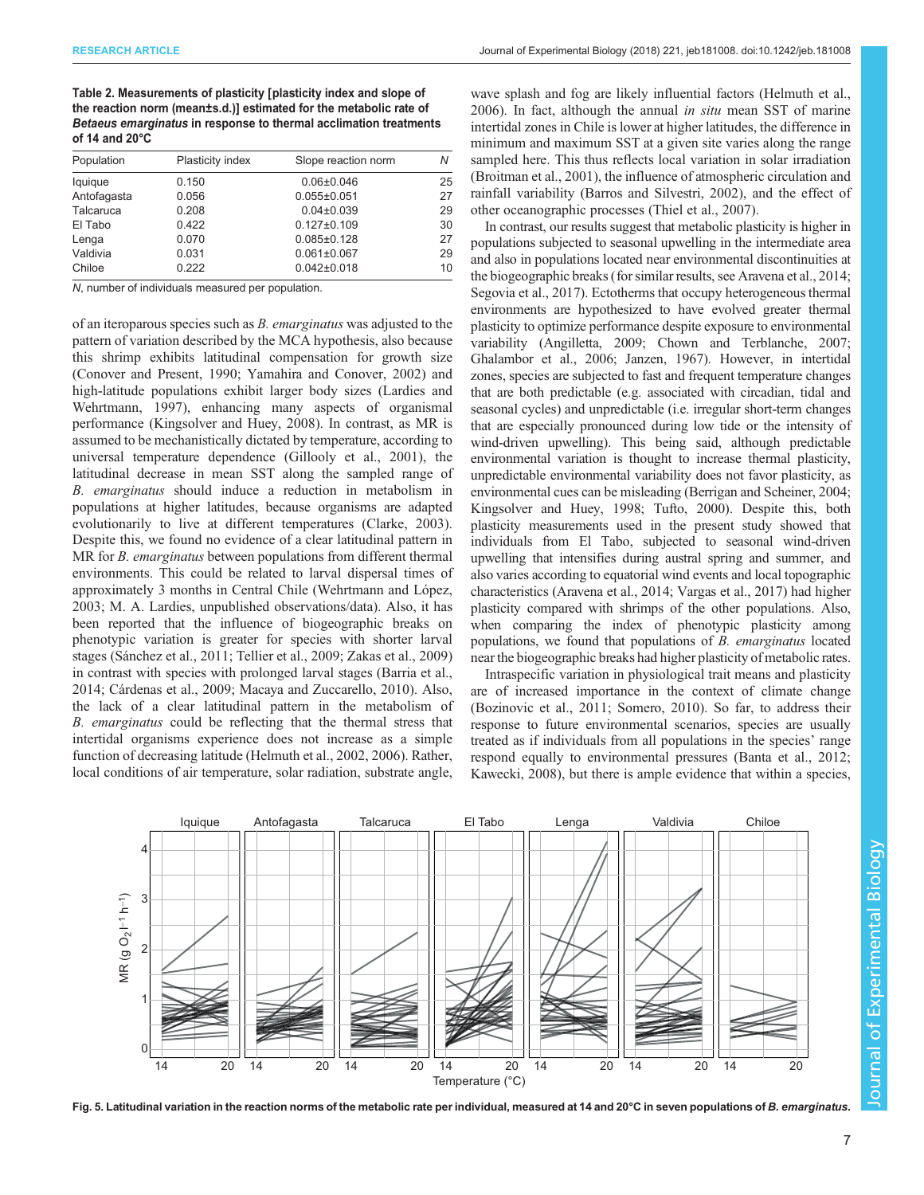**Table 2. Measurements of plasticity [plasticity index and slope of the reaction norm (mean±s.d.)] estimated for the metabolic rate of *Betaeus emarginatus* in response to thermal acclimation treatments of 14 and 20°C**

| Population | Plasticity index | Slope reaction norm | *N* |
|---|---|---|---|
| Iquique | 0.150 | 0.06±0.046 | 25 |
| Antofagasta | 0.056 | 0.055±0.051 | 27 |
| Talcaruca | 0.208 | 0.04±0.039 | 29 |
| El Tabo | 0.422 | 0.127±0.109 | 30 |
| Lenga | 0.070 | 0.085±0.128 | 27 |
| Valdivia | 0.031 | 0.061±0.067 | 29 |
| Chiloe | 0.222 | 0.042±0.018 | 10 |

*N*, number of individuals measured per population.

of an iteroparous species such as *B. emarginatus* was adjusted to the pattern of variation described by the MCA hypothesis, also because this shrimp exhibits latitudinal compensation for growth size (Conover and Present, 1990; Yamahira and Conover, 2002) and high-latitude populations exhibit larger body sizes (Lardies and Wehrtmann, 1997), enhancing many aspects of organismal performance (Kingsolver and Huey, 2008). In contrast, as MR is assumed to be mechanistically dictated by temperature, according to universal temperature dependence (Gillooly et al., 2001), the latitudinal decrease in mean SST along the sampled range of *B. emarginatus* should induce a reduction in metabolism in populations at higher latitudes, because organisms are adapted evolutionarily to live at different temperatures (Clarke, 2003). Despite this, we found no evidence of a clear latitudinal pattern in MR for *B. emarginatus* between populations from different thermal environments. This could be related to larval dispersal times of approximately 3 months in Central Chile (Wehrtmann and López, 2003; M. A. Lardies, unpublished observations/data). Also, it has been reported that the influence of biogeographic breaks on phenotypic variation is greater for species with shorter larval stages (Sánchez et al., 2011; Tellier et al., 2009; Zakas et al., 2009) in contrast with species with prolonged larval stages (Barria et al., 2014; Cárdenas et al., 2009; Macaya and Zuccarello, 2010). Also, the lack of a clear latitudinal pattern in the metabolism of *B. emarginatus* could be reflecting that the thermal stress that intertidal organisms experience does not increase as a simple function of decreasing latitude (Helmuth et al., 2002, 2006). Rather, local conditions of air temperature, solar radiation, substrate angle, wave splash and fog are likely influential factors (Helmuth et al., 2006). In fact, although the annual *in situ* mean SST of marine intertidal zones in Chile is lower at higher latitudes, the difference in minimum and maximum SST at a given site varies along the range sampled here. This thus reflects local variation in solar irradiation (Broitman et al., 2001), the influence of atmospheric circulation and rainfall variability (Barros and Silvestri, 2002), and the effect of other oceanographic processes (Thiel et al., 2007).

In contrast, our results suggest that metabolic plasticity is higher in populations subjected to seasonal upwelling in the intermediate area and also in populations located near environmental discontinuities at the biogeographic breaks (for similar results, see Aravena et al., 2014; Segovia et al., 2017). Ectotherms that occupy heterogeneous thermal environments are hypothesized to have evolved greater thermal plasticity to optimize performance despite exposure to environmental variability (Angilletta, 2009; Chown and Terblanche, 2007; Ghalambor et al., 2006; Janzen, 1967). However, in intertidal zones, species are subjected to fast and frequent temperature changes that are both predictable (e.g. associated with circadian, tidal and seasonal cycles) and unpredictable (i.e. irregular short-term changes that are especially pronounced during low tide or the intensity of wind-driven upwelling). This being said, although predictable environmental variation is thought to increase thermal plasticity, unpredictable environmental variability does not favor plasticity, as environmental cues can be misleading (Berrigan and Scheiner, 2004; Kingsolver and Huey, 1998; Tufto, 2000). Despite this, both plasticity measurements used in the present study showed that individuals from El Tabo, subjected to seasonal wind-driven upwelling that intensifies during austral spring and summer, and also varies according to equatorial wind events and local topographic characteristics (Aravena et al., 2014; Vargas et al., 2017) had higher plasticity compared with shrimps of the other populations. Also, when comparing the index of phenotypic plasticity among populations, we found that populations of *B. emarginatus* located near the biogeographic breaks had higher plasticity of metabolic rates.

Intraspecific variation in physiological trait means and plasticity are of increased importance in the context of climate change (Bozinovic et al., 2011; Somero, 2010). So far, to address their response to future environmental scenarios, species are usually treated as if individuals from all populations in the species' range respond equally to environmental pressures (Banta et al., 2012; Kawecki, 2008), but there is ample evidence that within a species,

**Fig. 5. Latitudinal variation in the reaction norms of the metabolic rate per individual, measured at 14 and 20°C in seven populations of *B. emarginatus*.**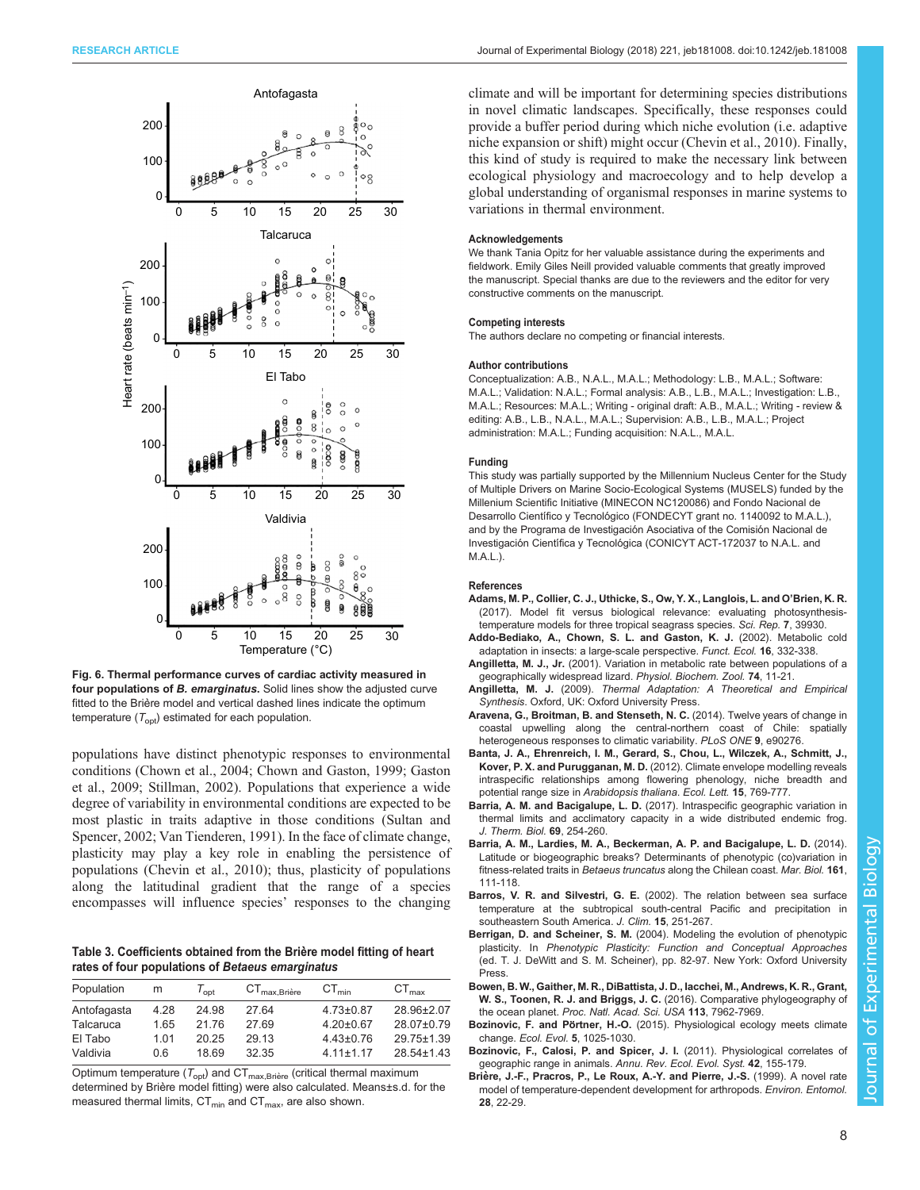Fig. 6. Thermal performance curves of cardiac activity measured in four populations of *B. emarginatus*. Solid lines show the adjusted curve fitted to the Brière model and vertical dashed lines indicate the optimum temperature ($T_{opt}$) estimated for each population.

populations have distinct phenotypic responses to environmental conditions (Chown et al., 2004; Chown and Gaston, 1999; Gaston et al., 2009; Stillman, 2002). Populations that experience a wide degree of variability in environmental conditions are expected to be most plastic in traits adaptive in those conditions (Sultan and Spencer, 2002; Van Tienderen, 1991). In the face of climate change, plasticity may play a key role in enabling the persistence of populations (Chevin et al., 2010); thus, plasticity of populations along the latitudinal gradient that the range of a species encompasses will influence species' responses to the changing climate and will be important for determining species distributions in novel climatic landscapes. Specifically, these responses could provide a buffer period during which niche evolution (i.e. adaptive niche expansion or shift) might occur (Chevin et al., 2010). Finally, this kind of study is required to make the necessary link between ecological physiology and macroecology and to help develop a global understanding of organismal responses in marine systems to variations in thermal environment.

**Table 3. Coefficients obtained from the Brière model fitting of heart rates of four populations of *Betaeus emarginatus***

| Population | m | $T_{opt}$ | $CT_{max,Brière}$ | $CT_{min}$ | $CT_{max}$ |
|---|---|---|---|---|---|
| Antofagasta | 4.28 | 24.98 | 27.64 | 4.73±0.87 | 28.96±2.07 |
| Talcaruca | 1.65 | 21.76 | 27.69 | 4.20±0.67 | 28.07±0.79 |
| El Tabo | 1.01 | 20.25 | 29.13 | 4.43±0.76 | 29.75±1.39 |
| Valdivia | 0.6 | 18.69 | 32.35 | 4.11±1.17 | 28.54±1.43 |

Optimum temperature ($T_{opt}$) and $CT_{max,Brière}$ (critical thermal maximum determined by Brière model fitting) were also calculated. Means±s.d. for the measured thermal limits, $CT_{min}$ and $CT_{max}$, are also shown.

#### Acknowledgements
We thank Tania Opitz for her valuable assistance during the experiments and fieldwork. Emily Giles Neill provided valuable comments that greatly improved the manuscript. Special thanks are due to the reviewers and the editor for very constructive comments on the manuscript.

#### Competing interests
The authors declare no competing or financial interests.

#### Author contributions
Conceptualization: A.B., N.A.L., M.A.L.; Methodology: L.B., M.A.L.; Software: M.A.L.; Validation: N.A.L.; Formal analysis: A.B., L.B., M.A.L.; Investigation: L.B., M.A.L.; Resources: M.A.L.; Writing - original draft: A.B., M.A.L.; Writing - review & editing: A.B., L.B., N.A.L., M.A.L.; Supervision: A.B., L.B., M.A.L.; Project administration: M.A.L.; Funding acquisition: N.A.L., M.A.L.

#### Funding
This study was partially supported by the Millennium Nucleus Center for the Study of Multiple Drivers on Marine Socio-Ecological Systems (MUSELS) funded by the Millenium Scientific Initiative (MINECON NC120086) and Fondo Nacional de Desarrollo Científico y Tecnológico (FONDECYT grant no. 1140092 to M.A.L.), and by the Programa de Investigación Asociativa of the Comisión Nacional de Investigación Científica y Tecnológica (CONICYT ACT-172037 to N.A.L. and M.A.L.).

#### References
**Adams, M. P., Collier, C. J., Uthicke, S., Ow, Y. X., Langlois, L. and O'Brien, K. R.** (2017). Model fit versus biological relevance: evaluating photosynthesis-temperature models for three tropical seagrass species. *Sci. Rep.* **7**, 39930.

**Addo-Bediako, A., Chown, S. L. and Gaston, K. J.** (2002). Metabolic cold adaptation in insects: a large-scale perspective. *Funct. Ecol.* **16**, 332-338.

**Angilletta, M. J., Jr.** (2001). Variation in metabolic rate between populations of a geographically widespread lizard. *Physiol. Biochem. Zool.* **74**, 11-21.

**Angilletta, M. J.** (2009). *Thermal Adaptation: A Theoretical and Empirical Synthesis*. Oxford, UK: Oxford University Press.

**Aravena, G., Broitman, B. and Stenseth, N. C.** (2014). Twelve years of change in coastal upwelling along the central-northern coast of Chile: spatially heterogeneous responses to climatic variability. *PLoS ONE* **9**, e90276.

**Banta, J. A., Ehrenreich, I. M., Gerard, S., Chou, L., Wilczek, A., Schmitt, J., Kover, P. X. and Purugganan, M. D.** (2012). Climate envelope modelling reveals intraspecific relationships among flowering phenology, niche breadth and potential range size in *Arabidopsis thaliana*. *Ecol. Lett.* **15**, 769-777.

**Barria, A. M. and Bacigalupe, L. D.** (2017). Intraspecific geographic variation in thermal limits and acclimatory capacity in a wide distributed endemic frog. *J. Therm. Biol.* **69**, 254-260.

**Barria, A. M., Lardies, M. A., Beckerman, A. P. and Bacigalupe, L. D.** (2014). Latitude or biogeographic breaks? Determinants of phenotypic (co)variation in fitness-related traits in *Betaeus truncatus* along the Chilean coast. *Mar. Biol.* **161**, 111-118.

**Barros, V. R. and Silvestri, G. E.** (2002). The relation between sea surface temperature at the subtropical south-central Pacific and precipitation in southeastern South America. *J. Clim.* **15**, 251-267.

**Berrigan, D. and Scheiner, S. M.** (2004). Modeling the evolution of phenotypic plasticity. In *Phenotypic Plasticity: Function and Conceptual Approaches* (ed. T. J. DeWitt and S. M. Scheiner), pp. 82-97. New York: Oxford University Press.

**Bowen, B. W., Gaither, M. R., DiBattista, J. D., Iacchei, M., Andrews, K. R., Grant, W. S., Toonen, R. J. and Briggs, J. C.** (2016). Comparative phylogeography of the ocean planet. *Proc. Natl. Acad. Sci. USA* **113**, 7962-7969.

**Bozinovic, F. and Pörtner, H.-O.** (2015). Physiological ecology meets climate change. *Ecol. Evol.* **5**, 1025-1030.

**Bozinovic, F., Calosi, P. and Spicer, J. I.** (2011). Physiological correlates of geographic range in animals. *Annu. Rev. Ecol. Evol. Syst.* **42**, 155-179.

**Brière, J.-F., Pracros, P., Le Roux, A.-Y. and Pierre, J.-S.** (1999). A novel rate model of temperature-dependent development for arthropods. *Environ. Entomol.* **28**, 22-29.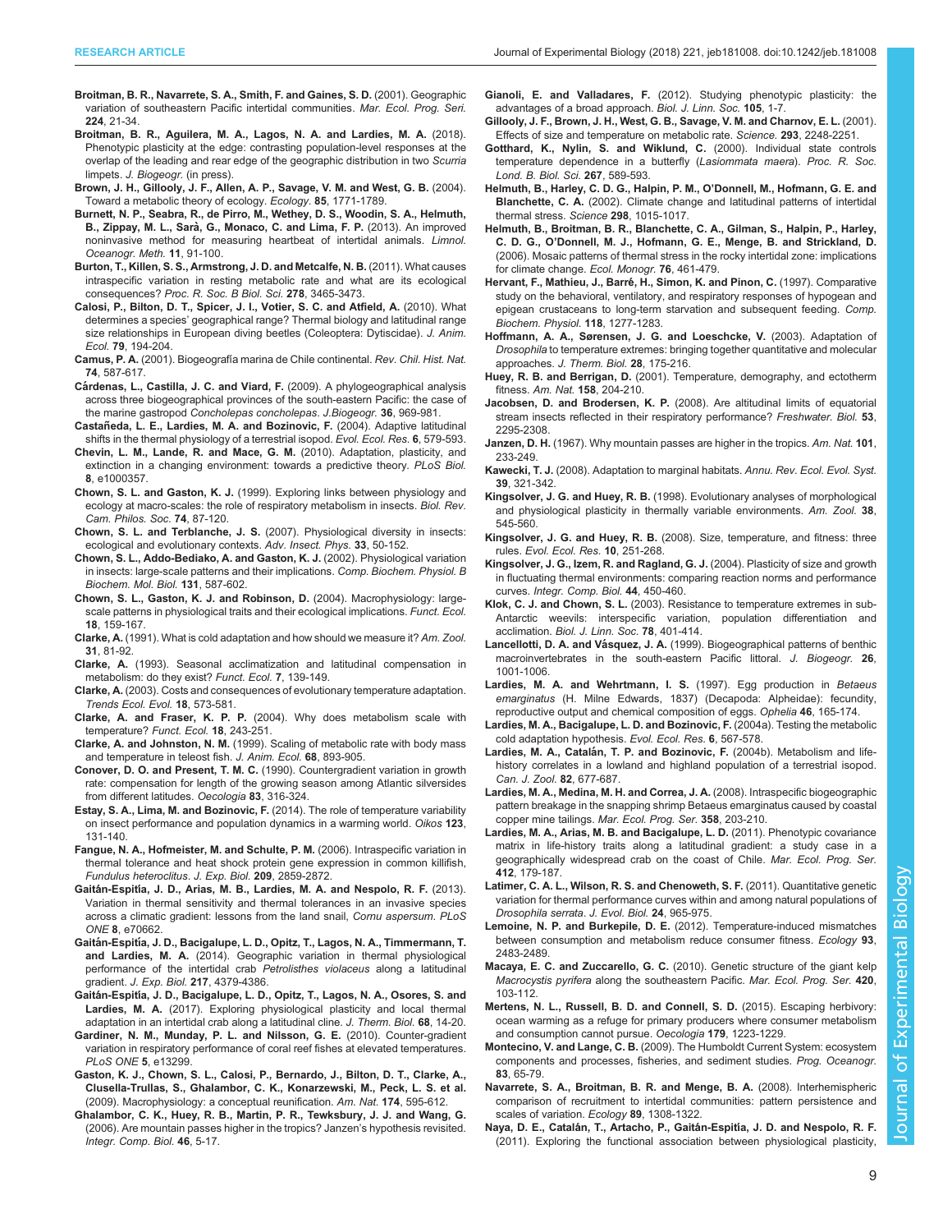**Broitman, B. R., Navarrete, S. A., Smith, F. and Gaines, S. D.** (2001). Geographic variation of southeastern Pacific intertidal communities. *Mar. Ecol. Prog. Seri.* **224**, 21-34.

**Broitman, B. R., Aguilera, M. A., Lagos, N. A. and Lardies, M. A.** (2018). Phenotypic plasticity at the edge: contrasting population-level responses at the overlap of the leading and rear edge of the geographic distribution in two *Scurria* limpets. *J. Biogeogr.* (in press).

**Brown, J. H., Gillooly, J. F., Allen, A. P., Savage, V. M. and West, G. B.** (2004). Toward a metabolic theory of ecology. *Ecology*. **85**, 1771-1789.

**Burnett, N. P., Seabra, R., de Pirro, M., Wethey, D. S., Woodin, S. A., Helmuth, B., Zippay, M. L., Sarà, G., Monaco, C. and Lima, F. P.** (2013). An improved noninvasive method for measuring heartbeat of intertidal animals. *Limnol. Oceanogr. Meth.* **11**, 91-100.

**Burton, T., Killen, S. S., Armstrong, J. D. and Metcalfe, N. B.** (2011). What causes intraspecific variation in resting metabolic rate and what are its ecological consequences? *Proc. R. Soc. B Biol. Sci.* **278**, 3465-3473.

**Calosi, P., Bilton, D. T., Spicer, J. I., Votier, S. C. and Atfield, A.** (2010). What determines a species' geographical range? Thermal biology and latitudinal range size relationships in European diving beetles (Coleoptera: Dytiscidae). *J. Anim. Ecol.* **79**, 194-204.

**Camus, P. A.** (2001). Biogeografía marina de Chile continental. *Rev. Chil. Hist. Nat.* **74**, 587-617.

**Cárdenas, L., Castilla, J. C. and Viard, F.** (2009). A phylogeographical analysis across three biogeographical provinces of the south-eastern Pacific: the case of the marine gastropod *Concholepas concholepas*. *J.Biogeogr.* **36**, 969-981.

**Castañeda, L. E., Lardies, M. A. and Bozinovic, F.** (2004). Adaptive latitudinal shifts in the thermal physiology of a terrestrial isopod. *Evol. Ecol. Res.* **6**, 579-593.

**Chevin, L. M., Lande, R. and Mace, G. M.** (2010). Adaptation, plasticity, and extinction in a changing environment: towards a predictive theory. *PLoS Biol.* **8**, e1000357.

**Chown, S. L. and Gaston, K. J.** (1999). Exploring links between physiology and ecology at macro-scales: the role of respiratory metabolism in insects. *Biol. Rev. Cam. Philos. Soc.* **74**, 87-120.

**Chown, S. L. and Terblanche, J. S.** (2007). Physiological diversity in insects: ecological and evolutionary contexts. *Adv. Insect. Phys.* **33**, 50-152.

**Chown, S. L., Addo-Bediako, A. and Gaston, K. J.** (2002). Physiological variation in insects: large-scale patterns and their implications. *Comp. Biochem. Physiol. B Biochem. Mol. Biol.* **131**, 587-602.

**Chown, S. L., Gaston, K. J. and Robinson, D.** (2004). Macrophysiology: large-scale patterns in physiological traits and their ecological implications. *Funct. Ecol.* **18**, 159-167.

**Clarke, A.** (1991). What is cold adaptation and how should we measure it? *Am. Zool.* **31**, 81-92.

**Clarke, A.** (1993). Seasonal acclimatization and latitudinal compensation in metabolism: do they exist? *Funct. Ecol.* **7**, 139-149.

**Clarke, A.** (2003). Costs and consequences of evolutionary temperature adaptation. *Trends Ecol. Evol.* **18**, 573-581.

**Clarke, A. and Fraser, K. P. P.** (2004). Why does metabolism scale with temperature? *Funct. Ecol.* **18**, 243-251.

**Clarke, A. and Johnston, N. M.** (1999). Scaling of metabolic rate with body mass and temperature in teleost fish. *J. Anim. Ecol.* **68**, 893-905.

**Conover, D. O. and Present, T. M. C.** (1990). Countergradient variation in growth rate: compensation for length of the growing season among Atlantic silversides from different latitudes. *Oecologia* **83**, 316-324.

**Estay, S. A., Lima, M. and Bozinovic, F.** (2014). The role of temperature variability on insect performance and population dynamics in a warming world. *Oikos* **123**, 131-140.

**Fangue, N. A., Hofmeister, M. and Schulte, P. M.** (2006). Intraspecific variation in thermal tolerance and heat shock protein gene expression in common killifish, *Fundulus heteroclitus*. *J. Exp. Biol.* **209**, 2859-2872.

**Gaitán-Espitía, J. D., Arias, M. B., Lardies, M. A. and Nespolo, R. F.** (2013). Variation in thermal sensitivity and thermal tolerances in an invasive species across a climatic gradient: lessons from the land snail, *Cornu aspersum*. *PLoS ONE* **8**, e70662.

**Gaitán-Espitía, J. D., Bacigalupe, L. D., Opitz, T., Lagos, N. A., Timmermann, T. and Lardies, M. A.** (2014). Geographic variation in thermal physiological performance of the intertidal crab *Petrolisthes violaceus* along a latitudinal gradient. *J. Exp. Biol.* **217**, 4379-4386.

**Gaitán-Espitía, J. D., Bacigalupe, L. D., Opitz, T., Lagos, N. A., Osores, S. and Lardies, M. A.** (2017). Exploring physiological plasticity and local thermal adaptation in an intertidal crab along a latitudinal cline. *J. Therm. Biol.* **68**, 14-20.

**Gardiner, N. M., Munday, P. L. and Nilsson, G. E.** (2010). Counter-gradient variation in respiratory performance of coral reef fishes at elevated temperatures. *PLoS ONE* **5**, e13299.

**Gaston, K. J., Chown, S. L., Calosi, P., Bernardo, J., Bilton, D. T., Clarke, A., Clusella-Trullas, S., Ghalambor, C. K., Konarzewski, M., Peck, L. S. et al.** (2009). Macrophysiology: a conceptual reunification. *Am. Nat.* **174**, 595-612.

**Ghalambor, C. K., Huey, R. B., Martin, P. R., Tewksbury, J. J. and Wang, G.** (2006). Are mountain passes higher in the tropics? Janzen's hypothesis revisited. *Integr. Comp. Biol.* **46**, 5-17.

**Gianoli, E. and Valladares, F.** (2012). Studying phenotypic plasticity: the advantages of a broad approach. *Biol. J. Linn. Soc.* **105**, 1-7.

**Gillooly, J. F., Brown, J. H., West, G. B., Savage, V. M. and Charnov, E. L.** (2001). Effects of size and temperature on metabolic rate. *Science.* **293**, 2248-2251.

**Gotthard, K., Nylin, S. and Wiklund, C.** (2000). Individual state controls temperature dependence in a butterfly (*Lasiommata maera*). *Proc. R. Soc. Lond. B. Biol. Sci.* **267**, 589-593.

**Helmuth, B., Harley, C. D. G., Halpin, P. M., O'Donnell, M., Hofmann, G. E. and Blanchette, C. A.** (2002). Climate change and latitudinal patterns of intertidal thermal stress. *Science* **298**, 1015-1017.

**Helmuth, B., Broitman, B. R., Blanchette, C. A., Gilman, S., Halpin, P., Harley, C. D. G., O'Donnell, M. J., Hofmann, G. E., Menge, B. and Strickland, D.** (2006). Mosaic patterns of thermal stress in the rocky intertidal zone: implications for climate change. *Ecol. Monogr.* **76**, 461-479.

**Hervant, F., Mathieu, J., Barré, H., Simon, K. and Pinon, C.** (1997). Comparative study on the behavioral, ventilatory, and respiratory responses of hypogean and epigean crustaceans to long-term starvation and subsequent feeding. *Comp. Biochem. Physiol.* **118**, 1277-1283.

**Hoffmann, A. A., Sørensen, J. G. and Loeschcke, V.** (2003). Adaptation of *Drosophila* to temperature extremes: bringing together quantitative and molecular approaches. *J. Therm. Biol.* **28**, 175-216.

**Huey, R. B. and Berrigan, D.** (2001). Temperature, demography, and ectotherm fitness. *Am. Nat.* **158**, 204-210.

**Jacobsen, D. and Brodersen, K. P.** (2008). Are altitudinal limits of equatorial stream insects reflected in their respiratory performance? *Freshwater. Biol.* **53**, 2295-2308.

**Janzen, D. H.** (1967). Why mountain passes are higher in the tropics. *Am. Nat.* **101**, 233-249.

**Kawecki, T. J.** (2008). Adaptation to marginal habitats. *Annu. Rev. Ecol. Evol. Syst.* **39**, 321-342.

**Kingsolver, J. G. and Huey, R. B.** (1998). Evolutionary analyses of morphological and physiological plasticity in thermally variable environments. *Am. Zool.* **38**, 545-560.

**Kingsolver, J. G. and Huey, R. B.** (2008). Size, temperature, and fitness: three rules. *Evol. Ecol. Res.* **10**, 251-268.

**Kingsolver, J. G., Izem, R. and Ragland, G. J.** (2004). Plasticity of size and growth in fluctuating thermal environments: comparing reaction norms and performance curves. *Integr. Comp. Biol.* **44**, 450-460.

**Klok, C. J. and Chown, S. L.** (2003). Resistance to temperature extremes in sub-Antarctic weevils: interspecific variation, population differentiation and acclimation. *Biol. J. Linn. Soc.* **78**, 401-414.

**Lancellotti, D. A. and Vásquez, J. A.** (1999). Biogeographical patterns of benthic macroinvertebrates in the south-eastern Pacific littoral. *J. Biogeogr.* **26**, 1001-1006.

**Lardies, M. A. and Wehrtmann, I. S.** (1997). Egg production in *Betaeus emarginatus* (H. Milne Edwards, 1837) (Decapoda: Alpheidae): fecundity, reproductive output and chemical composition of eggs. *Ophelia* **46**, 165-174.

**Lardies, M. A., Bacigalupe, L. D. and Bozinovic, F.** (2004a). Testing the metabolic cold adaptation hypothesis. *Evol. Ecol. Res.* **6**, 567-578.

**Lardies, M. A., Catalán, T. P. and Bozinovic, F.** (2004b). Metabolism and life-history correlates in a lowland and highland population of a terrestrial isopod. *Can. J. Zool.* **82**, 677-687.

**Lardies, M. A., Medina, M. H. and Correa, J. A.** (2008). Intraspecific biogeographic pattern breakage in the snapping shrimp Betaeus emarginatus caused by coastal copper mine tailings. *Mar. Ecol. Prog. Ser.* **358**, 203-210.

**Lardies, M. A., Arias, M. B. and Bacigalupe, L. D.** (2011). Phenotypic covariance matrix in life-history traits along a latitudinal gradient: a study case in a geographically widespread crab on the coast of Chile. *Mar. Ecol. Prog. Ser.* **412**, 179-187.

**Latimer, C. A. L., Wilson, R. S. and Chenoweth, S. F.** (2011). Quantitative genetic variation for thermal performance curves within and among natural populations of *Drosophila serrata*. *J. Evol. Biol.* **24**, 965-975.

**Lemoine, N. P. and Burkepile, D. E.** (2012). Temperature-induced mismatches between consumption and metabolism reduce consumer fitness. *Ecology* **93**, 2483-2489.

**Macaya, E. C. and Zuccarello, G. C.** (2010). Genetic structure of the giant kelp *Macrocystis pyrifera* along the southeastern Pacific. *Mar. Ecol. Prog. Ser.* **420**, 103-112.

**Mertens, N. L., Russell, B. D. and Connell, S. D.** (2015). Escaping herbivory: ocean warming as a refuge for primary producers where consumer metabolism and consumption cannot pursue. *Oecologia* **179**, 1223-1229.

**Montecino, V. and Lange, C. B.** (2009). The Humboldt Current System: ecosystem components and processes, fisheries, and sediment studies. *Prog. Oceanogr.* **83**, 65-79.

**Navarrete, S. A., Broitman, B. R. and Menge, B. A.** (2008). Interhemispheric comparison of recruitment to intertidal communities: pattern persistence and scales of variation. *Ecology* **89** 1308-1322.

**Naya, D. E., Catalán, T., Artacho, P., Gaitán-Espitía, J. D. and Nespolo, R. F.** (2011). Exploring the functional association between physiological plasticity,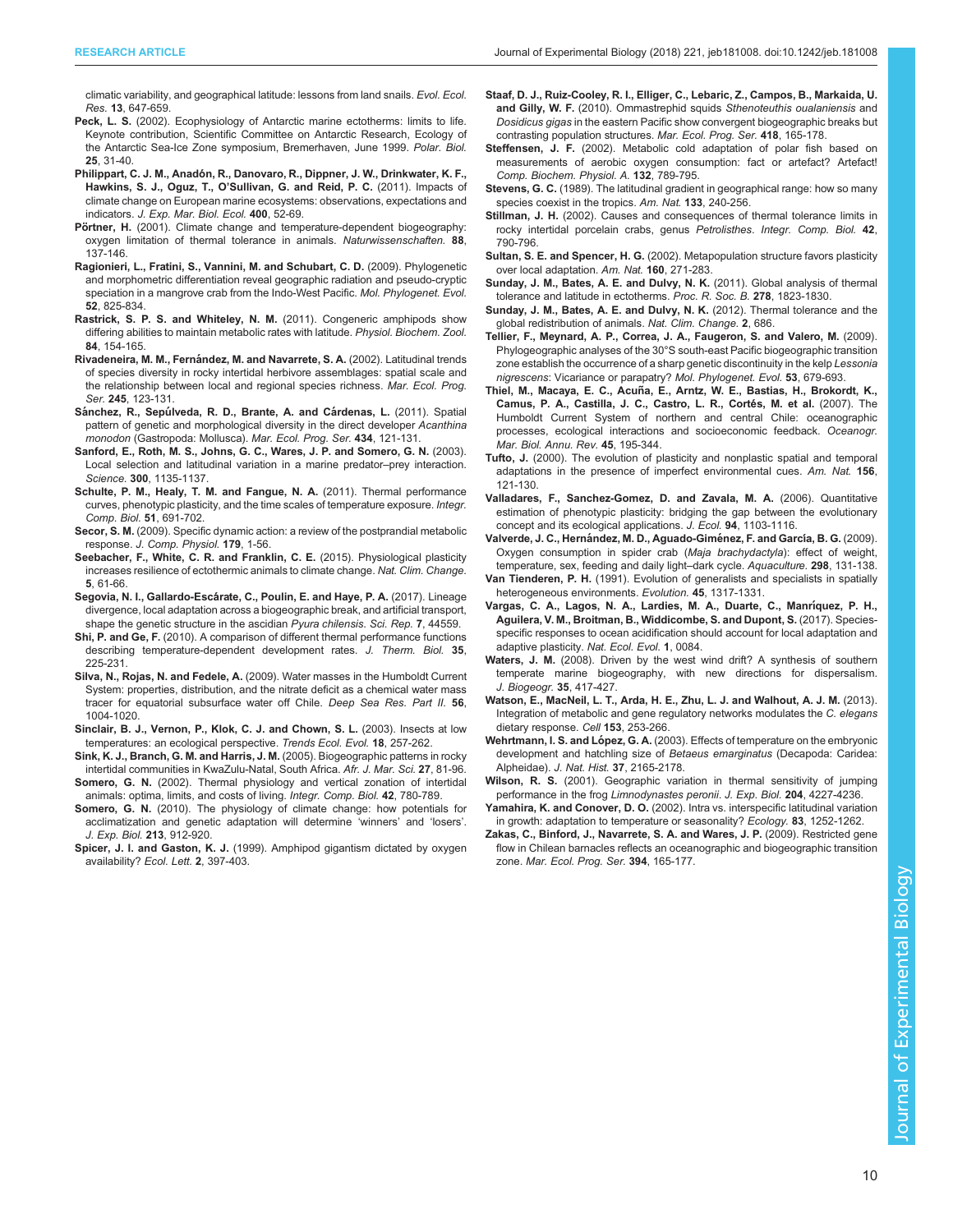climatic variability, and geographical latitude: lessons from land snails. *Evol. Ecol. Res.* **13**, 647-659.

**Peck, L. S.** (2002). Ecophysiology of Antarctic marine ectotherms: limits to life. Keynote contribution, Scientific Committee on Antarctic Research, Ecology of the Antarctic Sea-Ice Zone symposium, Bremerhaven, June 1999. *Polar. Biol.* **25**, 31-40.

**Philippart, C. J. M., Anadón, R., Danovaro, R., Dippner, J. W., Drinkwater, K. F., Hawkins, S. J., Oguz, T., O'Sullivan, G. and Reid, P. C.** (2011). Impacts of climate change on European marine ecosystems: observations, expectations and indicators. *J. Exp. Mar. Biol. Ecol.* **400**, 52-69.

**Pörtner, H.** (2001). Climate change and temperature-dependent biogeography: oxygen limitation of thermal tolerance in animals. *Naturwissenschaften.* **88**, 137-146.

**Ragionieri, L., Fratini, S., Vannini, M. and Schubart, C. D.** (2009). Phylogenetic and morphometric differentiation reveal geographic radiation and pseudo-cryptic speciation in a mangrove crab from the Indo-West Pacific. *Mol. Phylogenet. Evol.* **52**, 825-834.

**Rastrick, S. P. S. and Whiteley, N. M.** (2011). Congeneric amphipods show differing abilities to maintain metabolic rates with latitude. *Physiol. Biochem. Zool.* **84**, 154-165.

**Rivadeneira, M. M., Fernández, M. and Navarrete, S. A.** (2002). Latitudinal trends of species diversity in rocky intertidal herbivore assemblages: spatial scale and the relationship between local and regional species richness. *Mar. Ecol. Prog. Ser.* **245**, 123-131.

**Sánchez, R., Sepúlveda, R. D., Brante, A. and Cárdenas, L.** (2011). Spatial pattern of genetic and morphological diversity in the direct developer *Acanthina monodon* (Gastropoda: Mollusca). *Mar. Ecol. Prog. Ser.* **434**, 121-131.

**Sanford, E., Roth, M. S., Johns, G. C., Wares, J. P. and Somero, G. N.** (2003). Local selection and latitudinal variation in a marine predator–prey interaction. *Science.* **300**, 1135-1137.

**Schulte, P. M., Healy, T. M. and Fangue, N. A.** (2011). Thermal performance curves, phenotypic plasticity, and the time scales of temperature exposure. *Integr. Comp. Biol.* **51**, 691-702.

**Secor, S. M.** (2009). Specific dynamic action: a review of the postprandial metabolic response. *J. Comp. Physiol.* **179**, 1-56.

**Seebacher, F., White, C. R. and Franklin, C. E.** (2015). Physiological plasticity increases resilience of ectothermic animals to climate change. *Nat. Clim. Change.* **5**, 61-66.

**Segovia, N. I., Gallardo-Escárate, C., Poulin, E. and Haye, P. A.** (2017). Lineage divergence, local adaptation across a biogeographic break, and artificial transport, shape the genetic structure in the ascidian *Pyura chilensis*. *Sci. Rep.* **7**, 44559.

**Shi, P. and Ge, F.** (2010). A comparison of different thermal performance functions describing temperature-dependent development rates. *J. Therm. Biol.* **35**, 225-231.

**Silva, N., Rojas, N. and Fedele, A.** (2009). Water masses in the Humboldt Current System: properties, distribution, and the nitrate deficit as a chemical water mass tracer for equatorial subsurface water off Chile. *Deep Sea Res. Part II.* **56**, 1004-1020.

**Sinclair, B. J., Vernon, P., Klok, C. J. and Chown, S. L.** (2003). Insects at low temperatures: an ecological perspective. *Trends Ecol. Evol.* **18**, 257-262.

**Sink, K. J., Branch, G. M. and Harris, J. M.** (2005). Biogeographic patterns in rocky intertidal communities in KwaZulu-Natal, South Africa. *Afr. J. Mar. Sci.* **27**, 81-96.

**Somero, G. N.** (2002). Thermal physiology and vertical zonation of intertidal animals: optima, limits, and costs of living. *Integr. Comp. Biol.* **42**, 780-789.

**Somero, G. N.** (2010). The physiology of climate change: how potentials for acclimatization and genetic adaptation will determine 'winners' and 'losers'. *J. Exp. Biol.* **213**, 912-920.

**Spicer, J. I. and Gaston, K. J.** (1999). Amphipod gigantism dictated by oxygen availability? *Ecol. Lett.* **2**, 397-403.

**Staaf, D. J., Ruiz-Cooley, R. I., Elliger, C., Lebaric, Z., Campos, B., Markaida, U. and Gilly, W. F.** (2010). Ommastrephid squids *Sthenoteuthis oualaniensis* and *Dosidicus gigas* in the eastern Pacific show convergent biogeographic breaks but contrasting population structures. *Mar. Ecol. Prog. Ser.* **418**, 165-178.

**Steffensen, J. F.** (2002). Metabolic cold adaptation of polar fish based on measurements of aerobic oxygen consumption: fact or artefact? Artefact! *Comp. Biochem. Physiol. A.* **132**, 789-795.

**Stevens, G. C.** (1989). The latitudinal gradient in geographical range: how so many species coexist in the tropics. *Am. Nat.* **133**, 240-256.

**Stillman, J. H.** (2002). Causes and consequences of thermal tolerance limits in rocky intertidal porcelain crabs, genus *Petrolisthes*. *Integr. Comp. Biol.* **42**, 790-796.

**Sultan, S. E. and Spencer, H. G.** (2002). Metapopulation structure favors plasticity over local adaptation. *Am. Nat.* **160**, 271-283.

**Sunday, J. M., Bates, A. E. and Dulvy, N. K.** (2011). Global analysis of thermal tolerance and latitude in ectotherms. *Proc. R. Soc. B.* **278**, 1823-1830.

**Sunday, J. M., Bates, A. E. and Dulvy, N. K.** (2012). Thermal tolerance and the global redistribution of animals. *Nat. Clim. Change.* **2**, 686.

**Tellier, F., Meynard, A. P., Correa, J. A., Faugeron, S. and Valero, M.** (2009). Phylogeographic analyses of the 30°S south-east Pacific biogeographic transition zone establish the occurrence of a sharp genetic discontinuity in the kelp *Lessonia nigrescens*: Vicariance or parapatry? *Mol. Phylogenet. Evol.* **53**, 679-693.

**Thiel, M., Macaya, E. C., Acuña, E., Arntz, W. E., Bastias, H., Brokordt, K., Camus, P. A., Castilla, J. C., Castro, L. R., Cortés, M. et al.** (2007). The Humboldt Current System of northern and central Chile: oceanographic processes, ecological interactions and socioeconomic feedback. *Oceanogr. Mar. Biol. Annu. Rev.* **45**, 195-344.

**Tufto, J.** (2000). The evolution of plasticity and nonplastic spatial and temporal adaptations in the presence of imperfect environmental cues. *Am. Nat.* **156**, 121-130.

**Valladares, F., Sanchez-Gomez, D. and Zavala, M. A.** (2006). Quantitative estimation of phenotypic plasticity: bridging the gap between the evolutionary concept and its ecological applications. *J. Ecol.* **94**, 1103-1116.

**Valverde, J. C., Hernández, M. D., Aguado-Giménez, F. and García, B. G.** (2009). Oxygen consumption in spider crab (*Maja brachydactyla*): effect of weight, temperature, sex, feeding and daily light–dark cycle. *Aquaculture.* **298**, 131-138.

**Van Tienderen, P. H.** (1991). Evolution of generalists and specialists in spatially heterogeneous environments. *Evolution.* **45**, 1317-1331.

**Vargas, C. A., Lagos, N. A., Lardies, M. A., Duarte, C., Manríquez, P. H., Aguilera, V. M., Broitman, B., Widdicombe, S. and Dupont, S.** (2017). Species-specific responses to ocean acidification should account for local adaptation and adaptive plasticity. *Nat. Ecol. Evol.* **1**, 0084.

**Waters, J. M.** (2008). Driven by the west wind drift? A synthesis of southern temperate marine biogeography, with new directions for dispersalism. *J. Biogeogr.* **35**, 417-427.

**Watson, E., MacNeil, L. T., Arda, H. E., Zhu, L. J. and Walhout, A. J. M.** (2013). Integration of metabolic and gene regulatory networks modulates the *C. elegans* dietary response. *Cell* **153**, 253-266.

**Wehrtmann, I. S. and López, G. A.** (2003). Effects of temperature on the embryonic development and hatchling size of *Betaeus emarginatus* (Decapoda: Caridea: Alpheidae). *J. Nat. Hist.* **37**, 2165-2178.

**Wilson, R. S.** (2001). Geographic variation in thermal sensitivity of jumping performance in the frog *Limnodynastes peronii*. *J. Exp. Biol.* **204**, 4227-4236.

**Yamahira, K. and Conover, D. O.** (2002). Intra vs. interspecific latitudinal variation in growth: adaptation to temperature or seasonality? *Ecology.* **83**, 1252-1262.

**Zakas, C., Binford, J., Navarrete, S. A. and Wares, J. P.** (2009). Restricted gene flow in Chilean barnacles reflects an oceanographic and biogeographic transition zone. *Mar. Ecol. Prog. Ser.* **394**, 165-177.